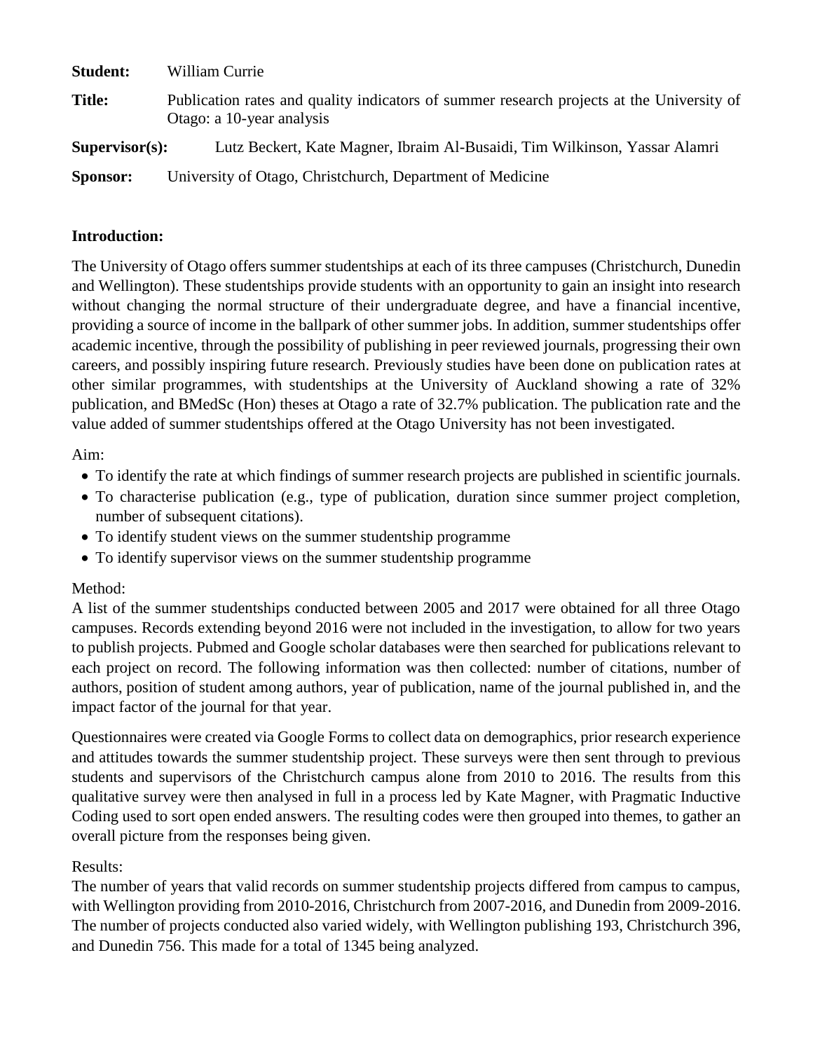**Student:** William Currie

**Title:** Publication rates and quality indicators of summer research projects at the University of Otago: a 10-year analysis

**Supervisor(s):** Lutz Beckert, Kate Magner, Ibraim Al-Busaidi, Tim Wilkinson, Yassar Alamri

**Sponsor:** University of Otago, Christchurch, Department of Medicine

**Introduction:**

The University of Otago offers summer studentships at each of its three campuses (Christchurch, Dunedin and Wellington). These studentships provide students with an opportunity to gain an insight into research without changing the normal structure of their undergraduate degree, and have a financial incentive, providing a source of income in the ballpark of other summer jobs. In addition, summer studentships offer academic incentive, through the possibility of publishing in peer reviewed journals, progressing their own careers, and possibly inspiring future research. Previously studies have been done on publication rates at other similar programmes, with studentships at the University of Auckland showing a rate of 32% publication, and BMedSc (Hon) theses at Otago a rate of 32.7% publication. The publication rate and the value added of summer studentships offered at the Otago University has not been investigated.

Aim:

- To identify the rate at which findings of summer research projects are published in scientific journals.
- To characterise publication (e.g., type of publication, duration since summer project completion, number of subsequent citations).
- To identify student views on the summer studentship programme
- To identify supervisor views on the summer studentship programme

Method:

A list of the summer studentships conducted between 2005 and 2017 were obtained for all three Otago campuses. Records extending beyond 2016 were not included in the investigation, to allow for two years to publish projects. Pubmed and Google scholar databases were then searched for publications relevant to each project on record. The following information was then collected: number of citations, number of authors, position of student among authors, year of publication, name of the journal published in, and the impact factor of the journal for that year.

Questionnaires were created via Google Forms to collect data on demographics, prior research experience and attitudes towards the summer studentship project. These surveys were then sent through to previous students and supervisors of the Christchurch campus alone from 2010 to 2016. The results from this qualitative survey were then analysed in full in a process led by Kate Magner, with Pragmatic Inductive Coding used to sort open ended answers. The resulting codes were then grouped into themes, to gather an overall picture from the responses being given.

Results:

The number of years that valid records on summer studentship projects differed from campus to campus, with Wellington providing from 2010-2016, Christchurch from 2007-2016, and Dunedin from 2009-2016. The number of projects conducted also varied widely, with Wellington publishing 193, Christchurch 396, and Dunedin 756. This made for a total of 1345 being analyzed.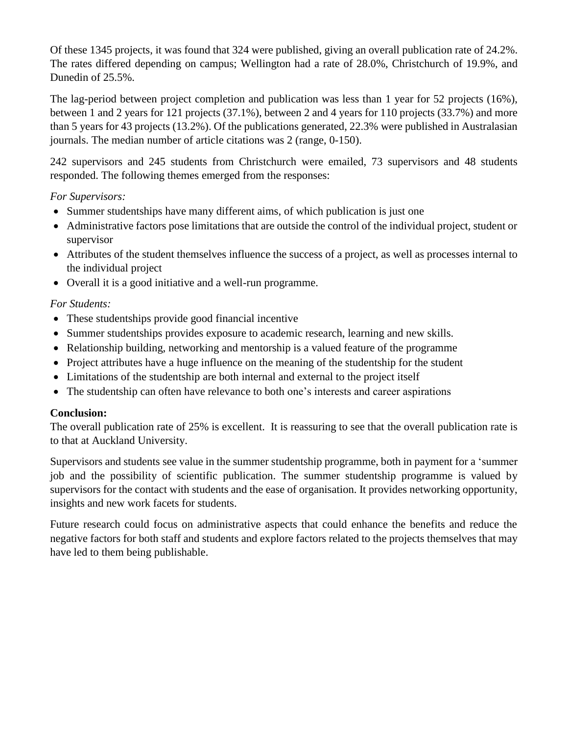Of these 1345 projects, it was found that 324 were published, giving an overall publication rate of 24.2%. The rates differed depending on campus; Wellington had a rate of 28.0%, Christchurch of 19.9%, and Dunedin of 25.5%.

The lag-period between project completion and publication was less than 1 year for 52 projects (16%), between 1 and 2 years for 121 projects (37.1%), between 2 and 4 years for 110 projects (33.7%) and more than 5 years for 43 projects (13.2%). Of the publications generated, 22.3% were published in Australasian journals. The median number of article citations was 2 (range, 0-150).

242 supervisors and 245 students from Christchurch were emailed, 73 supervisors and 48 students responded. The following themes emerged from the responses:

*For Supervisors:*

- Summer studentships have many different aims, of which publication is just one
- Administrative factors pose limitations that are outside the control of the individual project, student or supervisor
- Attributes of the student themselves influence the success of a project, as well as processes internal to the individual project
- Overall it is a good initiative and a well-run programme.

*For Students:*

- These studentships provide good financial incentive
- Summer studentships provides exposure to academic research, learning and new skills.
- Relationship building, networking and mentorship is a valued feature of the programme
- Project attributes have a huge influence on the meaning of the studentship for the student
- Limitations of the studentship are both internal and external to the project itself
- The studentship can often have relevance to both one's interests and career aspirations

**Conclusion:**

The overall publication rate of 25% is excellent. It is reassuring to see that the overall publication rate is to that at Auckland University.

Supervisors and students see value in the summer studentship programme, both in payment for a 'summer job and the possibility of scientific publication. The summer studentship programme is valued by supervisors for the contact with students and the ease of organisation. It provides networking opportunity, insights and new work facets for students.

Future research could focus on administrative aspects that could enhance the benefits and reduce the negative factors for both staff and students and explore factors related to the projects themselves that may have led to them being publishable.